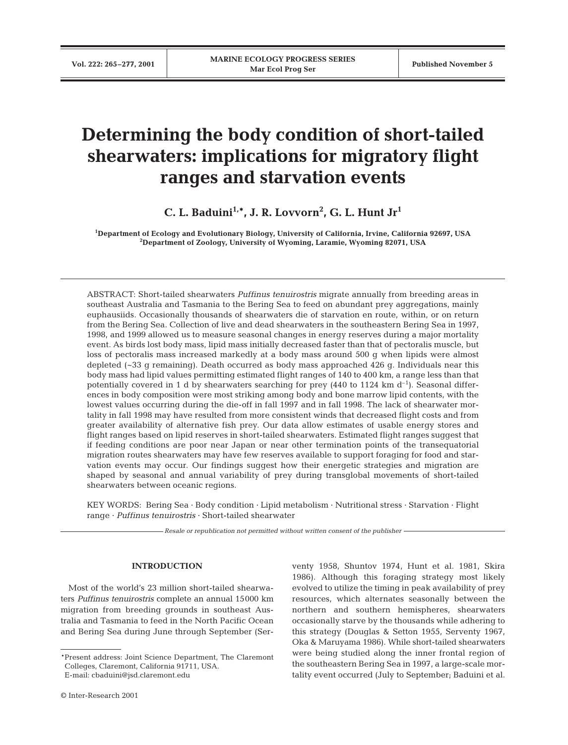# Determining the body condition of short-tailed shearwaters: implications for migratory flight ranges and starvation events

**C. L. Baduini[1,*], J. R. Lovvorn[2], G. L. Hunt Jr[1]**

[1]Department of Ecology and Evolutionary Biology, University of California, Irvine, California 92697, USA
[2]Department of Zoology, University of Wyoming, Laramie, Wyoming 82071, USA

ABSTRACT: Short-tailed shearwaters *Puffinus tenuirostris* migrate annually from breeding areas in southeast Australia and Tasmania to the Bering Sea to feed on abundant prey aggregations, mainly euphausiids. Occasionally thousands of shearwaters die of starvation en route, within, or on return from the Bering Sea. Collection of live and dead shearwaters in the southeastern Bering Sea in 1997, 1998, and 1999 allowed us to measure seasonal changes in energy reserves during a major mortality event. As birds lost body mass, lipid mass initially decreased faster than that of pectoralis muscle, but loss of pectoralis mass increased markedly at a body mass around 500 g when lipids were almost depleted (~33 g remaining). Death occurred as body mass approached 426 g. Individuals near this body mass had lipid values permitting estimated flight ranges of 140 to 400 km, a range less than that potentially covered in 1 d by shearwaters searching for prey (440 to 1124 km $d^{-1}$). Seasonal differences in body composition were most striking among body and bone marrow lipid contents, with the lowest values occurring during the die-off in fall 1997 and in fall 1998. The lack of shearwater mortality in fall 1998 may have resulted from more consistent winds that decreased flight costs and from greater availability of alternative fish prey. Our data allow estimates of usable energy stores and flight ranges based on lipid reserves in short-tailed shearwaters. Estimated flight ranges suggest that if feeding conditions are poor near Japan or near other termination points of the transequatorial migration routes shearwaters may have few reserves available to support foraging for food and starvation events may occur. Our findings suggest how their energetic strategies and migration are shaped by seasonal and annual variability of prey during transglobal movements of short-tailed shearwaters between oceanic regions.

KEY WORDS: Bering Sea · Body condition · Lipid metabolism · Nutritional stress · Starvation · Flight range · *Puffinus tenuirostris* · Short-tailed shearwater

*Resale or republication not permitted without written consent of the publisher*

## INTRODUCTION

Most of the world's 23 million short-tailed shearwaters *Puffinus tenuirostris* complete an annual 15000 km migration from breeding grounds in southeast Australia and Tasmania to feed in the North Pacific Ocean and Bering Sea during June through September (Serventy 1958, Shuntov 1974, Hunt et al. 1981, Skira 1986). Although this foraging strategy most likely evolved to utilize the timing in peak availability of prey resources, which alternates seasonally between the northern and southern hemispheres, shearwaters occasionally starve by the thousands while adhering to this strategy (Douglas & Setton 1955, Serventy 1967, Oka & Maruyama 1986). While short-tailed shearwaters were being studied along the inner frontal region of the southeastern Bering Sea in 1997, a large-scale mortality event occurred (July to September; Baduini et al.

*Present address: Joint Science Department, The Claremont Colleges, Claremont, California 91711, USA. E-mail: cbaduini@jsd.claremont.edu

© Inter-Research 2001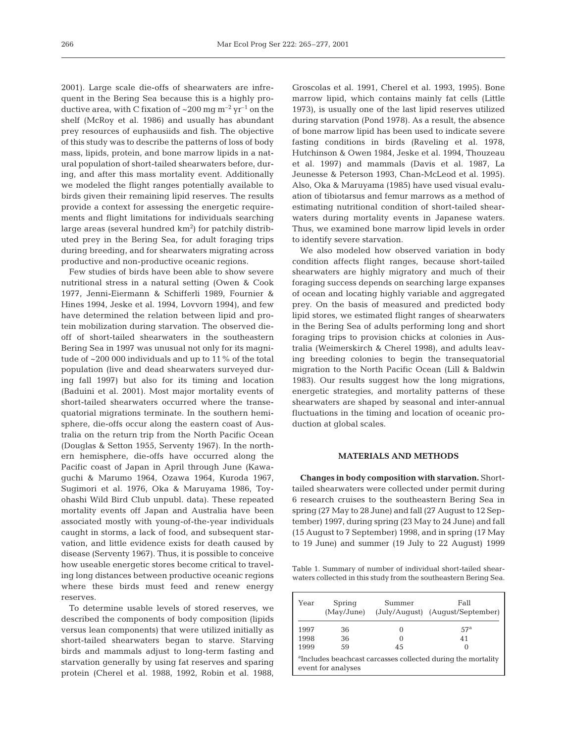2001). Large scale die-offs of shearwaters are infrequent in the Bering Sea because this is a highly productive area, with C fixation of ~200 mg $m^{-2}$ $yr^{-1}$ on the shelf (McRoy et al. 1986) and usually has abundant prey resources of euphausiids and fish. The objective of this study was to describe the patterns of loss of body mass, lipids, protein, and bone marrow lipids in a natural population of short-tailed shearwaters before, during, and after this mass mortality event. Additionally we modeled the flight ranges potentially available to birds given their remaining lipid reserves. The results provide a context for assessing the energetic requirements and flight limitations for individuals searching large areas (several hundred $km^2$) for patchily distributed prey in the Bering Sea, for adult foraging trips during breeding, and for shearwaters migrating across productive and non-productive oceanic regions.

Few studies of birds have been able to show severe nutritional stress in a natural setting (Owen & Cook 1977, Jenni-Eiermann & Schifferli 1989, Fournier & Hines 1994, Jeske et al. 1994, Lovvorn 1994), and few have determined the relation between lipid and protein mobilization during starvation. The observed die-off of short-tailed shearwaters in the southeastern Bering Sea in 1997 was unusual not only for its magnitude of ~200 000 individuals and up to 11 % of the total population (live and dead shearwaters surveyed during fall 1997) but also for its timing and location (Baduini et al. 2001). Most major mortality events of short-tailed shearwaters occurred where the transequatorial migrations terminate. In the southern hemisphere, die-offs occur along the eastern coast of Australia on the return trip from the North Pacific Ocean (Douglas & Setton 1955, Serventy 1967). In the northern hemisphere, die-offs have occurred along the Pacific coast of Japan in April through June (Kawaguchi & Marumo 1964, Ozawa 1964, Kuroda 1967, Sugimori et al. 1976, Oka & Maruyama 1986, Toyohashi Wild Bird Club unpubl. data). These repeated mortality events off Japan and Australia have been associated mostly with young-of-the-year individuals caught in storms, a lack of food, and subsequent starvation, and little evidence exists for death caused by disease (Serventy 1967). Thus, it is possible to conceive how useable energetic stores become critical to traveling long distances between productive oceanic regions where these birds must feed and renew energy reserves.

To determine usable levels of stored reserves, we described the components of body composition (lipids versus lean components) that were utilized initially as short-tailed shearwaters began to starve. Starving birds and mammals adjust to long-term fasting and starvation generally by using fat reserves and sparing protein (Cherel et al. 1988, 1992, Robin et al. 1988, Groscolas et al. 1991, Cherel et al. 1993, 1995). Bone marrow lipid, which contains mainly fat cells (Little 1973), is usually one of the last lipid reserves utilized during starvation (Pond 1978). As a result, the absence of bone marrow lipid has been used to indicate severe fasting conditions in birds (Raveling et al. 1978, Hutchinson & Owen 1984, Jeske et al. 1994, Thouzeau et al. 1997) and mammals (Davis et al. 1987, La Jeunesse & Peterson 1993, Chan-McLeod et al. 1995). Also, Oka & Maruyama (1985) have used visual evaluation of tibiotarsus and femur marrows as a method of estimating nutritional condition of short-tailed shearwaters during mortality events in Japanese waters. Thus, we examined bone marrow lipid levels in order to identify severe starvation.

We also modeled how observed variation in body condition affects flight ranges, because short-tailed shearwaters are highly migratory and much of their foraging success depends on searching large expanses of ocean and locating highly variable and aggregated prey. On the basis of measured and predicted body lipid stores, we estimated flight ranges of shearwaters in the Bering Sea of adults performing long and short foraging trips to provision chicks at colonies in Australia (Weimerskirch & Cherel 1998), and adults leaving breeding colonies to begin the transequatorial migration to the North Pacific Ocean (Lill & Baldwin 1983). Our results suggest how the long migrations, energetic strategies, and mortality patterns of these shearwaters are shaped by seasonal and inter-annual fluctuations in the timing and location of oceanic production at global scales.

## MATERIALS AND METHODS

**Changes in body composition with starvation.** Short-tailed shearwaters were collected under permit during 6 research cruises to the southeastern Bering Sea in spring (27 May to 28 June) and fall (27 August to 12 September) 1997, during spring (23 May to 24 June) and fall (15 August to 7 September) 1998, and in spring (17 May to 19 June) and summer (19 July to 22 August) 1999

Table 1. Summary of number of individual short-tailed shearwaters collected in this study from the southeastern Bering Sea.

| Year | Spring (May/June) | Summer (July/August) | Fall (August/September) |
|---|---|---|---|
| 1997 | 36 | 0 | 57[a] |
| 1998 | 36 | 0 | 41 |
| 1999 | 59 | 45 | 0 |

[a]Includes beachcast carcasses collected during the mortality event for analyses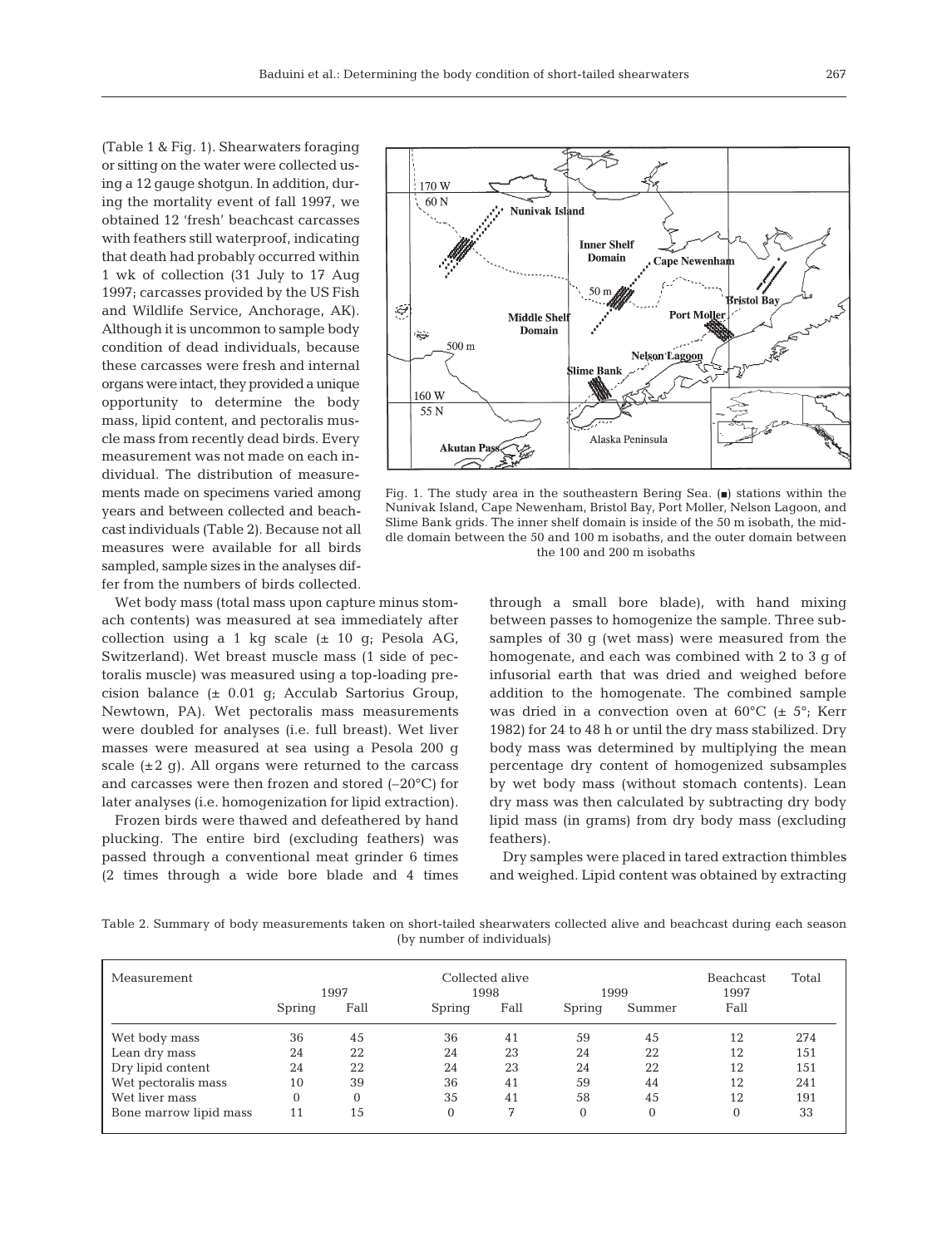(Table 1 & Fig. 1). Shearwaters foraging or sitting on the water were collected using a 12 gauge shotgun. In addition, during the mortality event of fall 1997, we obtained 12 'fresh' beachcast carcasses with feathers still waterproof, indicating that death had probably occurred within 1 wk of collection (31 July to 17 Aug 1997; carcasses provided by the US Fish and Wildlife Service, Anchorage, AK). Although it is uncommon to sample body condition of dead individuals, because these carcasses were fresh and internal organs were intact, they provided a unique opportunity to determine the body mass, lipid content, and pectoralis muscle mass from recently dead birds. Every measurement was not made on each individual. The distribution of measurements made on specimens varied among years and between collected and beachcast individuals (Table 2). Because not all measures were available for all birds sampled, sample sizes in the analyses differ from the numbers of birds collected.

Fig. 1. The study area in the southeastern Bering Sea. (■) stations within the Nunivak Island, Cape Newenham, Bristol Bay, Port Moller, Nelson Lagoon, and Slime Bank grids. The inner shelf domain is inside of the 50 m isobath, the middle domain between the 50 and 100 m isobaths, and the outer domain between the 100 and 200 m isobaths

Wet body mass (total mass upon capture minus stomach contents) was measured at sea immediately after collection using a 1 kg scale (± 10 g; Pesola AG, Switzerland). Wet breast muscle mass (1 side of pectoralis muscle) was measured using a top-loading precision balance (± 0.01 g; Acculab Sartorius Group, Newtown, PA). Wet pectoralis mass measurements were doubled for analyses (i.e. full breast). Wet liver masses were measured at sea using a Pesola 200 g scale (±2 g). All organs were returned to the carcass and carcasses were then frozen and stored (–20°C) for later analyses (i.e. homogenization for lipid extraction).

Frozen birds were thawed and defeathered by hand plucking. The entire bird (excluding feathers) was passed through a conventional meat grinder 6 times (2 times through a wide bore blade and 4 times through a small bore blade), with hand mixing between passes to homogenize the sample. Three subsamples of 30 g (wet mass) were measured from the homogenate, and each was combined with 2 to 3 g of infusorial earth that was dried and weighed before addition to the homogenate. The combined sample was dried in a convection oven at 60°C (± 5°; Kerr 1982) for 24 to 48 h or until the dry mass stabilized. Dry body mass was determined by multiplying the mean percentage dry content of homogenized subsamples by wet body mass (without stomach contents). Lean dry mass was then calculated by subtracting dry body lipid mass (in grams) from dry body mass (excluding feathers).

Dry samples were placed in tared extraction thimbles and weighed. Lipid content was obtained by extracting

Table 2. Summary of body measurements taken on short-tailed shearwaters collected alive and beachcast during each season (by number of individuals)

| Measurement | Collected alive | | | | | | Beachcast | Total |
|---|---|---|---|---|---|---|---|---|
| | 1997 | | 1998 | | 1999 | | 1997 | |
| | Spring | Fall | Spring | Fall | Spring | Summer | Fall | |
| Wet body mass | 36 | 45 | 36 | 41 | 59 | 45 | 12 | 274 |
| Lean dry mass | 24 | 22 | 24 | 23 | 24 | 22 | 12 | 151 |
| Dry lipid content | 24 | 22 | 24 | 23 | 24 | 22 | 12 | 151 |
| Wet pectoralis mass | 10 | 39 | 36 | 41 | 59 | 44 | 12 | 241 |
| Wet liver mass | 0 | 0 | 35 | 41 | 58 | 45 | 12 | 191 |
| Bone marrow lipid mass | 11 | 15 | 0 | 7 | 0 | 0 | 0 | 33 |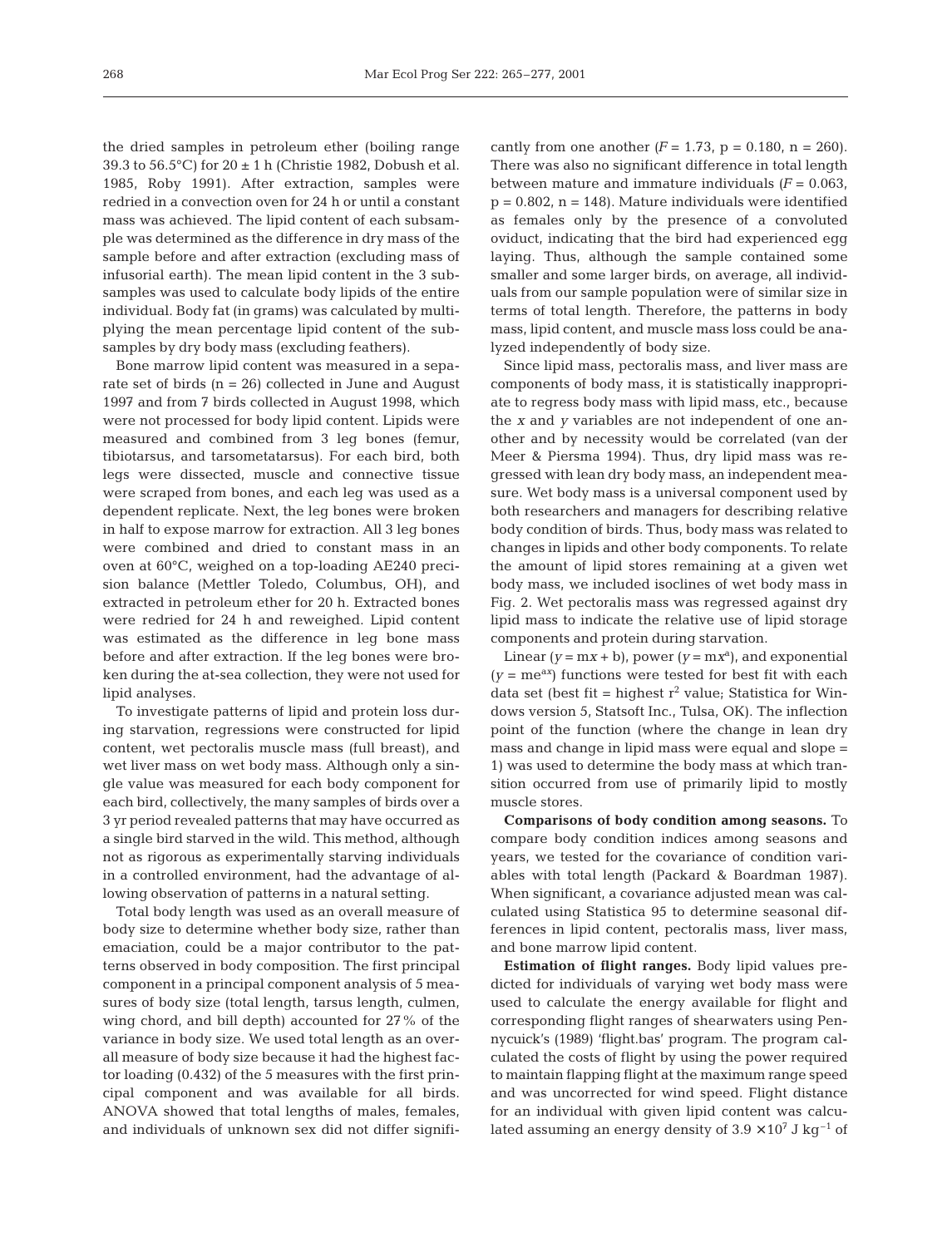the dried samples in petroleum ether (boiling range 39.3 to 56.5°C) for 20 ± 1 h (Christie 1982, Dobush et al. 1985, Roby 1991). After extraction, samples were redried in a convection oven for 24 h or until a constant mass was achieved. The lipid content of each subsample was determined as the difference in dry mass of the sample before and after extraction (excluding mass of infusorial earth). The mean lipid content in the 3 subsamples was used to calculate body lipids of the entire individual. Body fat (in grams) was calculated by multiplying the mean percentage lipid content of the subsamples by dry body mass (excluding feathers).

Bone marrow lipid content was measured in a separate set of birds (n = 26) collected in June and August 1997 and from 7 birds collected in August 1998, which were not processed for body lipid content. Lipids were measured and combined from 3 leg bones (femur, tibiotarsus, and tarsometatarsus). For each bird, both legs were dissected, muscle and connective tissue were scraped from bones, and each leg was used as a dependent replicate. Next, the leg bones were broken in half to expose marrow for extraction. All 3 leg bones were combined and dried to constant mass in an oven at 60°C, weighed on a top-loading AE240 precision balance (Mettler Toledo, Columbus, OH), and extracted in petroleum ether for 20 h. Extracted bones were redried for 24 h and reweighed. Lipid content was estimated as the difference in leg bone mass before and after extraction. If the leg bones were broken during the at-sea collection, they were not used for lipid analyses.

To investigate patterns of lipid and protein loss during starvation, regressions were constructed for lipid content, wet pectoralis muscle mass (full breast), and wet liver mass on wet body mass. Although only a single value was measured for each body component for each bird, collectively, the many samples of birds over a 3 yr period revealed patterns that may have occurred as a single bird starved in the wild. This method, although not as rigorous as experimentally starving individuals in a controlled environment, had the advantage of allowing observation of patterns in a natural setting.

Total body length was used as an overall measure of body size to determine whether body size, rather than emaciation, could be a major contributor to the patterns observed in body composition. The first principal component in a principal component analysis of 5 measures of body size (total length, tarsus length, culmen, wing chord, and bill depth) accounted for 27% of the variance in body size. We used total length as an overall measure of body size because it had the highest factor loading (0.432) of the 5 measures with the first principal component and was available for all birds. ANOVA showed that total lengths of males, females, and individuals of unknown sex did not differ significantly from one another ($F = 1.73$, $p = 0.180$, $n = 260$). There was also no significant difference in total length between mature and immature individuals ($F = 0.063$, $p = 0.802$, $n = 148$). Mature individuals were identified as females only by the presence of a convoluted oviduct, indicating that the bird had experienced egg laying. Thus, although the sample contained some smaller and some larger birds, on average, all individuals from our sample population were of similar size in terms of total length. Therefore, the patterns in body mass, lipid content, and muscle mass loss could be analyzed independently of body size.

Since lipid mass, pectoralis mass, and liver mass are components of body mass, it is statistically inappropriate to regress body mass with lipid mass, etc., because the *x* and *y* variables are not independent of one another and by necessity would be correlated (van der Meer & Piersma 1994). Thus, dry lipid mass was regressed with lean dry body mass, an independent measure. Wet body mass is a universal component used by both researchers and managers for describing relative body condition of birds. Thus, body mass was related to changes in lipids and other body components. To relate the amount of lipid stores remaining at a given wet body mass, we included isoclines of wet body mass in Fig. 2. Wet pectoralis mass was regressed against dry lipid mass to indicate the relative use of lipid storage components and protein during starvation.

Linear ($y = mx + b$), power ($y = mx^a$), and exponential ($y = me^{ax}$) functions were tested for best fit with each data set (best fit = highest $r^2$ value; Statistica for Windows version 5, Statsoft Inc., Tulsa, OK). The inflection point of the function (where the change in lean dry mass and change in lipid mass were equal and slope = 1) was used to determine the body mass at which transition occurred from use of primarily lipid to mostly muscle stores.

**Comparisons of body condition among seasons.** To compare body condition indices among seasons and years, we tested for the covariance of condition variables with total length (Packard & Boardman 1987). When significant, a covariance adjusted mean was calculated using Statistica 95 to determine seasonal differences in lipid content, pectoralis mass, liver mass, and bone marrow lipid content.

**Estimation of flight ranges.** Body lipid values predicted for individuals of varying wet body mass were used to calculate the energy available for flight and corresponding flight ranges of shearwaters using Pennycuick's (1989) 'flight.bas' program. The program calculated the costs of flight by using the power required to maintain flapping flight at the maximum range speed and was uncorrected for wind speed. Flight distance for an individual with given lipid content was calculated assuming an energy density of $3.9 \times 10^7$ J kg$^{-1}$ of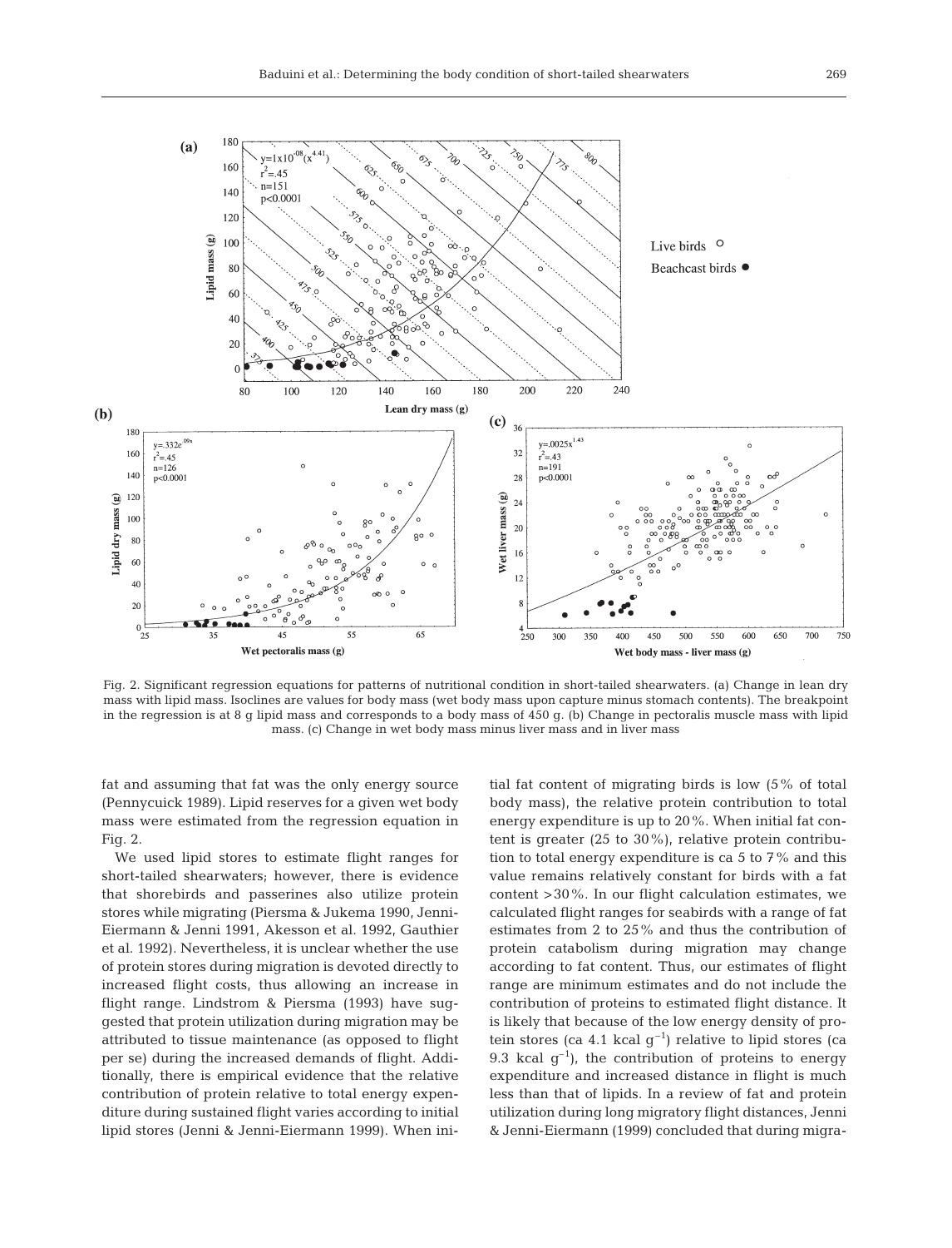Fig. 2. Significant regression equations for patterns of nutritional condition in short-tailed shearwaters. (a) Change in lean dry mass with lipid mass. Isoclines are values for body mass (wet body mass upon capture minus stomach contents). The breakpoint in the regression is at 8 g lipid mass and corresponds to a body mass of 450 g. (b) Change in pectoralis muscle mass with lipid mass. (c) Change in wet body mass minus liver mass and in liver mass

fat and assuming that fat was the only energy source (Pennycuick 1989). Lipid reserves for a given wet body mass were estimated from the regression equation in Fig. 2.

We used lipid stores to estimate flight ranges for short-tailed shearwaters; however, there is evidence that shorebirds and passerines also utilize protein stores while migrating (Piersma & Jukema 1990, Jenni-Eiermann & Jenni 1991, Akesson et al. 1992, Gauthier et al. 1992). Nevertheless, it is unclear whether the use of protein stores during migration is devoted directly to increased flight costs, thus allowing an increase in flight range. Lindstrom & Piersma (1993) have suggested that protein utilization during migration may be attributed to tissue maintenance (as opposed to flight per se) during the increased demands of flight. Additionally, there is empirical evidence that the relative contribution of protein relative to total energy expenditure during sustained flight varies according to initial lipid stores (Jenni & Jenni-Eiermann 1999). When initial fat content of migrating birds is low (5% of total body mass), the relative protein contribution to total energy expenditure is up to 20%. When initial fat content is greater (25 to 30%), relative protein contribution to total energy expenditure is ca 5 to 7% and this value remains relatively constant for birds with a fat content >30%. In our flight calculation estimates, we calculated flight ranges for seabirds with a range of fat estimates from 2 to 25% and thus the contribution of protein catabolism during migration may change according to fat content. Thus, our estimates of flight range are minimum estimates and do not include the contribution of proteins to estimated flight distance. It is likely that because of the low energy density of protein stores (ca 4.1 kcal $g^{-1}$) relative to lipid stores (ca 9.3 kcal $g^{-1}$), the contribution of proteins to energy expenditure and increased distance in flight is much less than that of lipids. In a review of fat and protein utilization during long migratory flight distances, Jenni & Jenni-Eiermann (1999) concluded that during migra-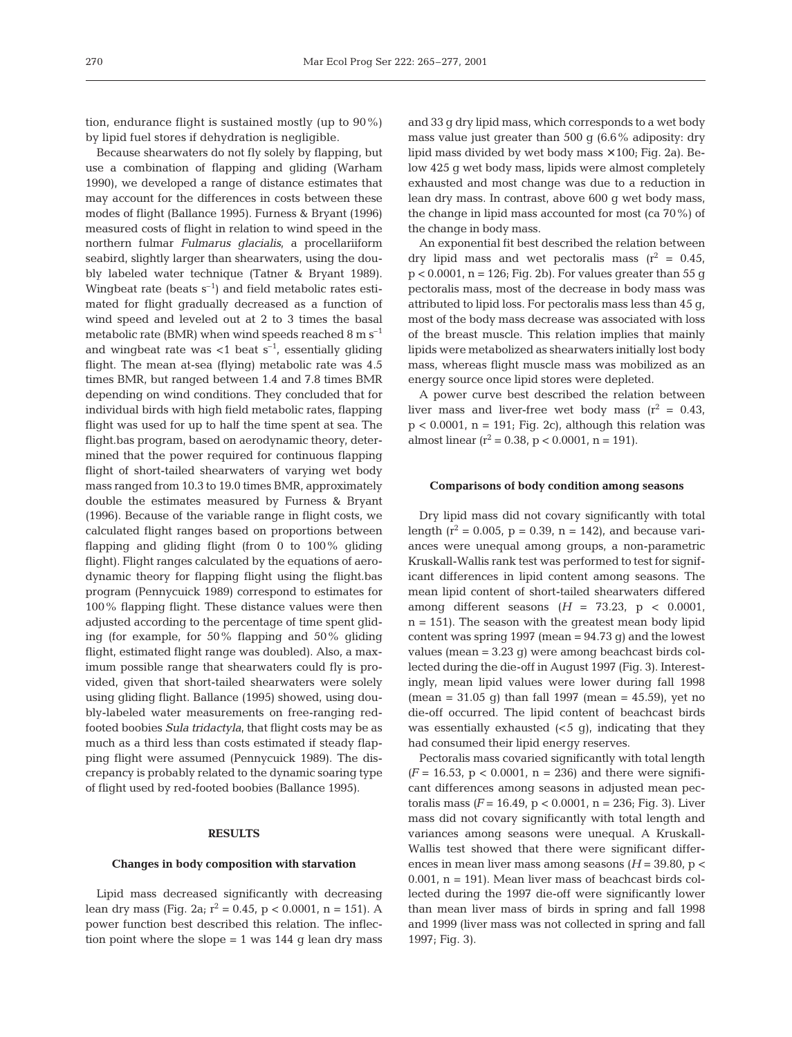tion, endurance flight is sustained mostly (up to 90%) by lipid fuel stores if dehydration is negligible.

Because shearwaters do not fly solely by flapping, but use a combination of flapping and gliding (Warham 1990), we developed a range of distance estimates that may account for the differences in costs between these modes of flight (Ballance 1995). Furness & Bryant (1996) measured costs of flight in relation to wind speed in the northern fulmar *Fulmarus glacialis*, a procellariiform seabird, slightly larger than shearwaters, using the doubly labeled water technique (Tatner & Bryant 1989). Wingbeat rate (beats $s^{-1}$) and field metabolic rates estimated for flight gradually decreased as a function of wind speed and leveled out at 2 to 3 times the basal metabolic rate (BMR) when wind speeds reached 8 m $s^{-1}$ and wingbeat rate was <1 beat $s^{-1}$, essentially gliding flight. The mean at-sea (flying) metabolic rate was 4.5 times BMR, but ranged between 1.4 and 7.8 times BMR depending on wind conditions. They concluded that for individual birds with high field metabolic rates, flapping flight was used for up to half the time spent at sea. The flight.bas program, based on aerodynamic theory, determined that the power required for continuous flapping flight of short-tailed shearwaters of varying wet body mass ranged from 10.3 to 19.0 times BMR, approximately double the estimates measured by Furness & Bryant (1996). Because of the variable range in flight costs, we calculated flight ranges based on proportions between flapping and gliding flight (from 0 to 100% gliding flight). Flight ranges calculated by the equations of aerodynamic theory for flapping flight using the flight.bas program (Pennycuick 1989) correspond to estimates for 100% flapping flight. These distance values were then adjusted according to the percentage of time spent gliding (for example, for 50% flapping and 50% gliding flight, estimated flight range was doubled). Also, a maximum possible range that shearwaters could fly is provided, given that short-tailed shearwaters were solely using gliding flight. Ballance (1995) showed, using doubly-labeled water measurements on free-ranging red-footed boobies *Sula tridactyla*, that flight costs may be as much as a third less than costs estimated if steady flapping flight were assumed (Pennycuick 1989). The discrepancy is probably related to the dynamic soaring type of flight used by red-footed boobies (Ballance 1995).

## RESULTS

### Changes in body composition with starvation

Lipid mass decreased significantly with decreasing lean dry mass (Fig. 2a; $r^2 = 0.45$, $p < 0.0001$, $n = 151$). A power function best described this relation. The inflection point where the slope = 1 was 144 g lean dry mass and 33 g dry lipid mass, which corresponds to a wet body mass value just greater than 500 g (6.6% adiposity: dry lipid mass divided by wet body mass × 100; Fig. 2a). Below 425 g wet body mass, lipids were almost completely exhausted and most change was due to a reduction in lean dry mass. In contrast, above 600 g wet body mass, the change in lipid mass accounted for most (ca 70%) of the change in body mass.

An exponential fit best described the relation between dry lipid mass and wet pectoralis mass ($r^2 = 0.45$, $p < 0.0001$, $n = 126$; Fig. 2b). For values greater than 55 g pectoralis mass, most of the decrease in body mass was attributed to lipid loss. For pectoralis mass less than 45 g, most of the body mass decrease was associated with loss of the breast muscle. This relation implies that mainly lipids were metabolized as shearwaters initially lost body mass, whereas flight muscle mass was mobilized as an energy source once lipid stores were depleted.

A power curve best described the relation between liver mass and liver-free wet body mass ($r^2 = 0.43$, $p < 0.0001$, $n = 191$; Fig. 2c), although this relation was almost linear ($r^2 = 0.38$, $p < 0.0001$, $n = 191$).

### Comparisons of body condition among seasons

Dry lipid mass did not covary significantly with total length ($r^2 = 0.005$, $p = 0.39$, $n = 142$), and because variances were unequal among groups, a non-parametric Kruskall-Wallis rank test was performed to test for significant differences in lipid content among seasons. The mean lipid content of short-tailed shearwaters differed among different seasons ($H = 73.23$, $p < 0.0001$, $n = 151$). The season with the greatest mean body lipid content was spring 1997 (mean = 94.73 g) and the lowest values (mean = 3.23 g) were among beachcast birds collected during the die-off in August 1997 (Fig. 3). Interestingly, mean lipid values were lower during fall 1998 (mean = 31.05 g) than fall 1997 (mean = 45.59), yet no die-off occurred. The lipid content of beachcast birds was essentially exhausted (<5 g), indicating that they had consumed their lipid energy reserves.

Pectoralis mass covaried significantly with total length ($F = 16.53$, $p < 0.0001$, $n = 236$) and there were significant differences among seasons in adjusted mean pectoralis mass ($F = 16.49$, $p < 0.0001$, $n = 236$; Fig. 3). Liver mass did not covary significantly with total length and variances among seasons were unequal. A Kruskall-Wallis test showed that there were significant differences in mean liver mass among seasons ($H = 39.80$, $p < 0.001$, $n = 191$). Mean liver mass of beachcast birds collected during the 1997 die-off were significantly lower than mean liver mass of birds in spring and fall 1998 and 1999 (liver mass was not collected in spring and fall 1997; Fig. 3).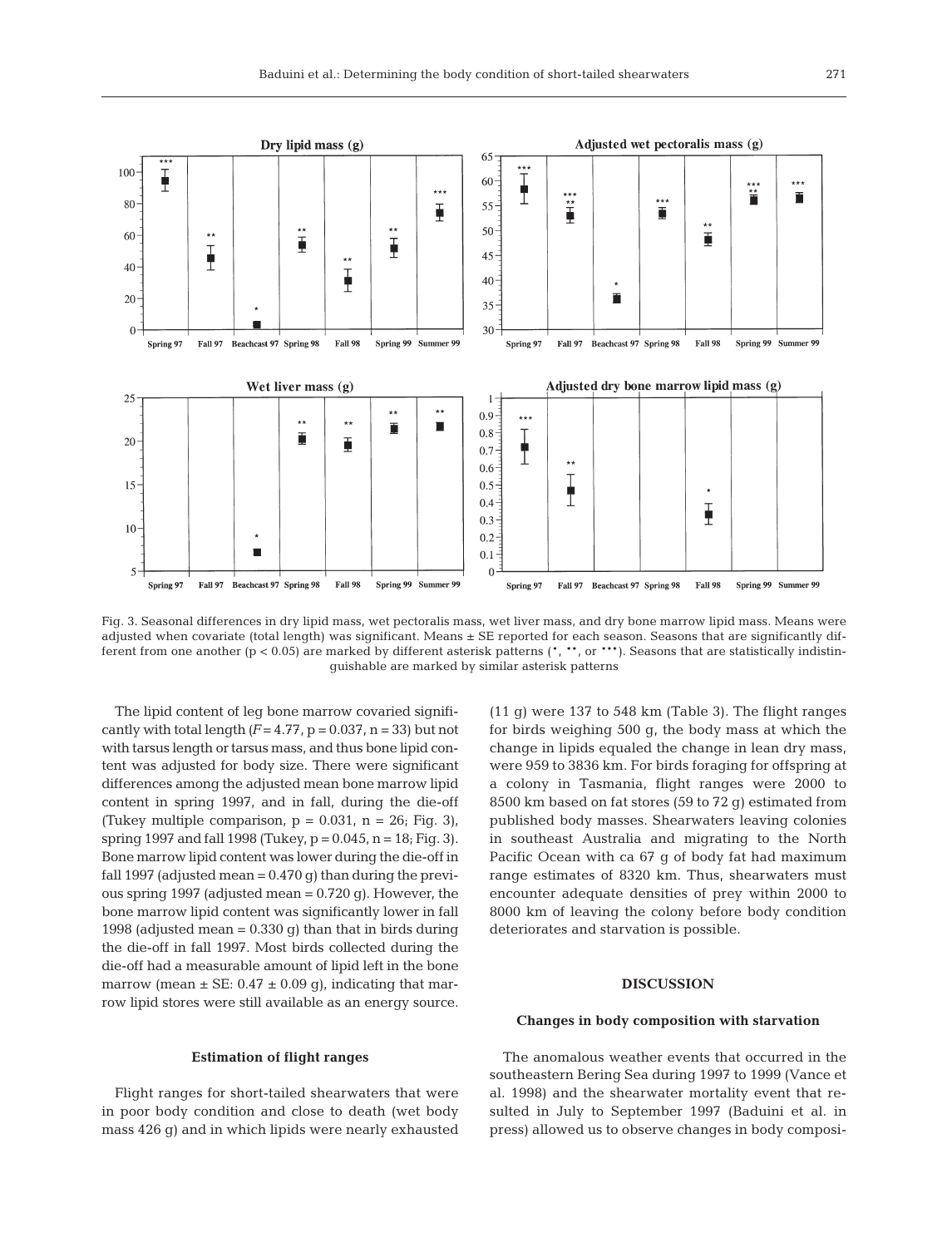Fig. 3. Seasonal differences in dry lipid mass, wet pectoralis mass, wet liver mass, and dry bone marrow lipid mass. Means were adjusted when covariate (total length) was significant. Means ± SE reported for each season. Seasons that are significantly different from one another ($p < 0.05$) are marked by different asterisk patterns (*, **, or ***). Seasons that are statistically indistinguishable are marked by similar asterisk patterns

The lipid content of leg bone marrow covaried significantly with total length ($F = 4.77$, $p = 0.037$, $n = 33$) but not with tarsus length or tarsus mass, and thus bone lipid content was adjusted for body size. There were significant differences among the adjusted mean bone marrow lipid content in spring 1997, and in fall, during the die-off (Tukey multiple comparison, $p = 0.031$, $n = 26$; Fig. 3), spring 1997 and fall 1998 (Tukey, $p = 0.045$, $n = 18$; Fig. 3). Bone marrow lipid content was lower during the die-off in fall 1997 (adjusted mean = 0.470 g) than during the previous spring 1997 (adjusted mean = 0.720 g). However, the bone marrow lipid content was significantly lower in fall 1998 (adjusted mean = 0.330 g) than that in birds during the die-off in fall 1997. Most birds collected during the die-off had a measurable amount of lipid left in the bone marrow (mean ± SE: 0.47 ± 0.09 g), indicating that marrow lipid stores were still available as an energy source.

### Estimation of flight ranges

Flight ranges for short-tailed shearwaters that were in poor body condition and close to death (wet body mass 426 g) and in which lipids were nearly exhausted (11 g) were 137 to 548 km (Table 3). The flight ranges for birds weighing 500 g, the body mass at which the change in lipids equaled the change in lean dry mass, were 959 to 3836 km. For birds foraging for offspring at a colony in Tasmania, flight ranges were 2000 to 8500 km based on fat stores (59 to 72 g) estimated from published body masses. Shearwaters leaving colonies in southeast Australia and migrating to the North Pacific Ocean with ca 67 g of body fat had maximum range estimates of 8320 km. Thus, shearwaters must encounter adequate densities of prey within 2000 to 8000 km of leaving the colony before body condition deteriorates and starvation is possible.

## DISCUSSION

### Changes in body composition with starvation

The anomalous weather events that occurred in the southeastern Bering Sea during 1997 to 1999 (Vance et al. 1998) and the shearwater mortality event that resulted in July to September 1997 (Baduini et al. in press) allowed us to observe changes in body composi-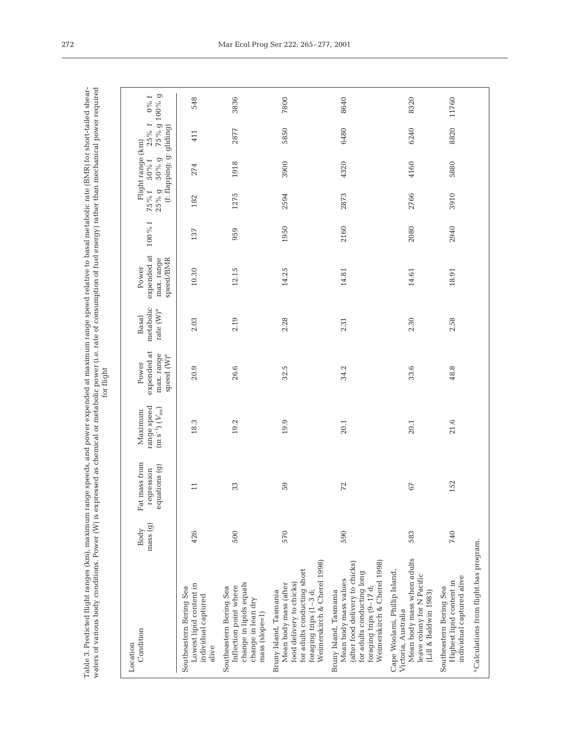Table 3. Predicted flight ranges (km), maximum range speeds, and power expended at maximum range speed relative to basal metabolic rate (BMR) for short-tailed shearwaters of various body conditions. Power (W) is expressed as chemical or metabolic power (i.e. rate of consumption of fuel energy) rather than mechanical power required for flight

| Location<br>Condition | Body mass (g) | Fat mass from regression equations (g) | Maximum range speed (m $s^{-1}$) ($V_{mr}$) | Power expended at max. range speed (W)[a] | Basal metabolic rate (W)[a] | Power expended at max. range speed/BMR | Flight range (km) (f: flapping; g: gliding)<br>100% f | <br>75% f 25% g | <br>50% f 50% g | <br>25% f 75% g | <br>0% f 100% g |
|---|---|---|---|---|---|---|---|---|---|---|---|
| Southeastern Bering Sea<br>Lowest lipid content in individual captured alive | 426 | 11 | 18.3 | 20.9 | 2.03 | 10.30 | 137 | 182 | 274 | 411 | 548 |
| Southeastern Bering Sea<br>Inflection point where change in lipids equals change in lean dry mass (slope=1) | 500 | 33 | 19.2 | 26.6 | 2.19 | 12.15 | 959 | 1275 | 1918 | 2877 | 3836 |
| Bruny Island, Tasmania<br>Mean body mass (after food delivery to chicks) for adults conducting short foraging trips (1–3 d; Weimerskirch & Cherel 1998) | 570 | 59 | 19.9 | 32.5 | 2.28 | 14.25 | 1950 | 2594 | 3900 | 5850 | 7800 |
| Bruny Island, Tasmania<br>Mean body mass values (after food delivery to chicks) for adults conducting long foraging trips (9–17 d; Weimerskirch & Cherel 1998) | 590 | 72 | 20.1 | 34.2 | 2.31 | 14.81 | 2160 | 2873 | 4320 | 6480 | 8640 |
| Cape Woolami, Phillip Island, Victoria, Australia<br>Mean body mass when adults leave colony for N Pacific (Lill & Baldwin 1983) | 583 | 67 | 20.1 | 33.6 | 2.30 | 14.61 | 2080 | 2766 | 4160 | 6240 | 8320 |
| Southeastern Bering Sea<br>Highest lipid content in individual captured alive | 740 | 152 | 21.6 | 48.8 | 2.58 | 18.91 | 2940 | 3910 | 5880 | 8820 | 11760 |

[a]Calculations from flight.bas program.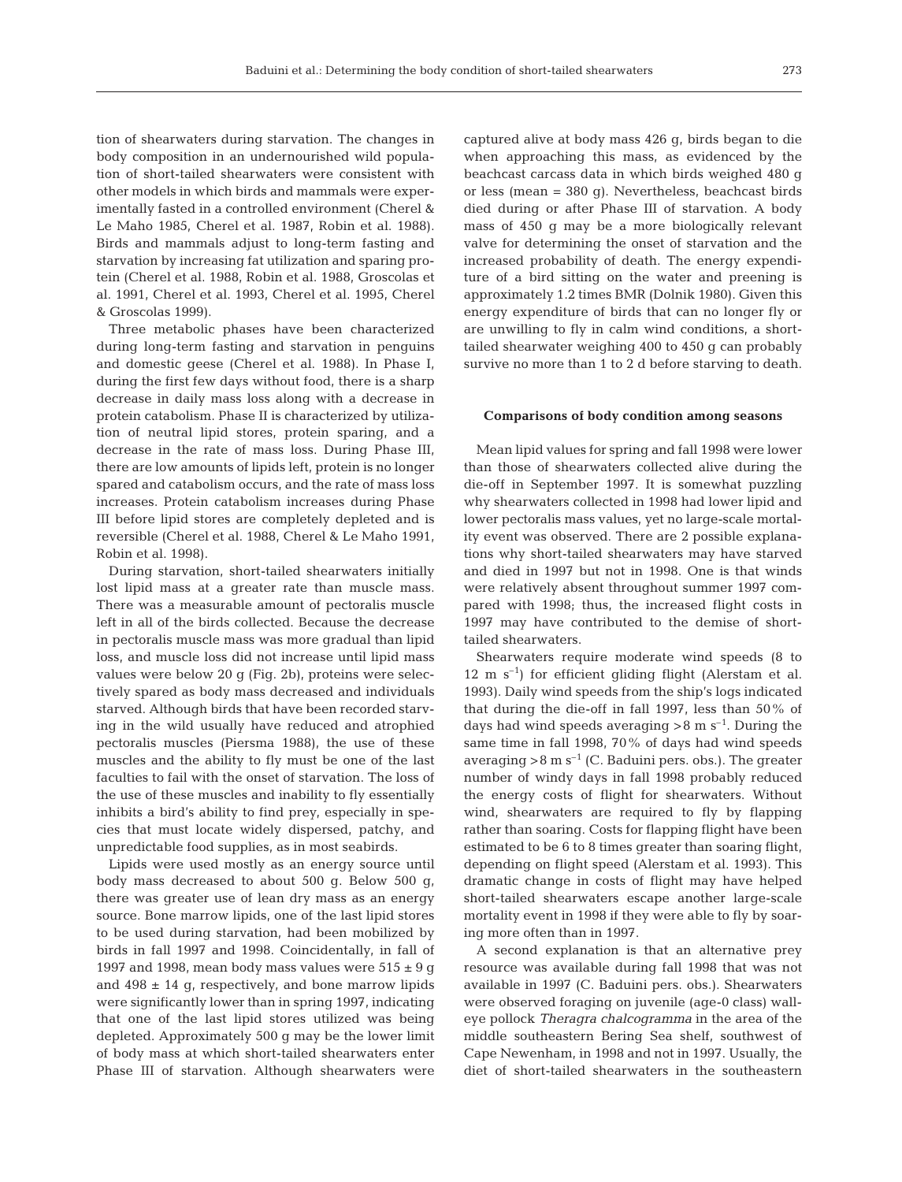tion of shearwaters during starvation. The changes in body composition in an undernourished wild population of short-tailed shearwaters were consistent with other models in which birds and mammals were experimentally fasted in a controlled environment (Cherel & Le Maho 1985, Cherel et al. 1987, Robin et al. 1988). Birds and mammals adjust to long-term fasting and starvation by increasing fat utilization and sparing protein (Cherel et al. 1988, Robin et al. 1988, Groscolas et al. 1991, Cherel et al. 1993, Cherel et al. 1995, Cherel & Groscolas 1999).

Three metabolic phases have been characterized during long-term fasting and starvation in penguins and domestic geese (Cherel et al. 1988). In Phase I, during the first few days without food, there is a sharp decrease in daily mass loss along with a decrease in protein catabolism. Phase II is characterized by utilization of neutral lipid stores, protein sparing, and a decrease in the rate of mass loss. During Phase III, there are low amounts of lipids left, protein is no longer spared and catabolism occurs, and the rate of mass loss increases. Protein catabolism increases during Phase III before lipid stores are completely depleted and is reversible (Cherel et al. 1988, Cherel & Le Maho 1991, Robin et al. 1998).

During starvation, short-tailed shearwaters initially lost lipid mass at a greater rate than muscle mass. There was a measurable amount of pectoralis muscle left in all of the birds collected. Because the decrease in pectoralis muscle mass was more gradual than lipid loss, and muscle loss did not increase until lipid mass values were below 20 g (Fig. 2b), proteins were selectively spared as body mass decreased and individuals starved. Although birds that have been recorded starving in the wild usually have reduced and atrophied pectoralis muscles (Piersma 1988), the use of these muscles and the ability to fly must be one of the last faculties to fail with the onset of starvation. The loss of the use of these muscles and inability to fly essentially inhibits a bird's ability to find prey, especially in species that must locate widely dispersed, patchy, and unpredictable food supplies, as in most seabirds.

Lipids were used mostly as an energy source until body mass decreased to about 500 g. Below 500 g, there was greater use of lean dry mass as an energy source. Bone marrow lipids, one of the last lipid stores to be used during starvation, had been mobilized by birds in fall 1997 and 1998. Coincidentally, in fall of 1997 and 1998, mean body mass values were $515 \pm 9$ g and $498 \pm 14$ g, respectively, and bone marrow lipids were significantly lower than in spring 1997, indicating that one of the last lipid stores utilized was being depleted. Approximately 500 g may be the lower limit of body mass at which short-tailed shearwaters enter Phase III of starvation. Although shearwaters were captured alive at body mass 426 g, birds began to die when approaching this mass, as evidenced by the beachcast carcass data in which birds weighed 480 g or less (mean = 380 g). Nevertheless, beachcast birds died during or after Phase III of starvation. A body mass of 450 g may be a more biologically relevant valve for determining the onset of starvation and the increased probability of death. The energy expenditure of a bird sitting on the water and preening is approximately 1.2 times BMR (Dolnik 1980). Given this energy expenditure of birds that can no longer fly or are unwilling to fly in calm wind conditions, a short-tailed shearwater weighing 400 to 450 g can probably survive no more than 1 to 2 d before starving to death.

### Comparisons of body condition among seasons

Mean lipid values for spring and fall 1998 were lower than those of shearwaters collected alive during the die-off in September 1997. It is somewhat puzzling why shearwaters collected in 1998 had lower lipid and lower pectoralis mass values, yet no large-scale mortality event was observed. There are 2 possible explanations why short-tailed shearwaters may have starved and died in 1997 but not in 1998. One is that winds were relatively absent throughout summer 1997 compared with 1998; thus, the increased flight costs in 1997 may have contributed to the demise of short-tailed shearwaters.

Shearwaters require moderate wind speeds (8 to 12 m $s^{-1}$) for efficient gliding flight (Alerstam et al. 1993). Daily wind speeds from the ship's logs indicated that during the die-off in fall 1997, less than 50% of days had wind speeds averaging >8 m $s^{-1}$. During the same time in fall 1998, 70% of days had wind speeds averaging >8 m $s^{-1}$ (C. Baduini pers. obs.). The greater number of windy days in fall 1998 probably reduced the energy costs of flight for shearwaters. Without wind, shearwaters are required to fly by flapping rather than soaring. Costs for flapping flight have been estimated to be 6 to 8 times greater than soaring flight, depending on flight speed (Alerstam et al. 1993). This dramatic change in costs of flight may have helped short-tailed shearwaters escape another large-scale mortality event in 1998 if they were able to fly by soaring more often than in 1997.

A second explanation is that an alternative prey resource was available during fall 1998 that was not available in 1997 (C. Baduini pers. obs.). Shearwaters were observed foraging on juvenile (age-0 class) walleye pollock *Theragra chalcogramma* in the area of the middle southeastern Bering Sea shelf, southwest of Cape Newenham, in 1998 and not in 1997. Usually, the diet of short-tailed shearwaters in the southeastern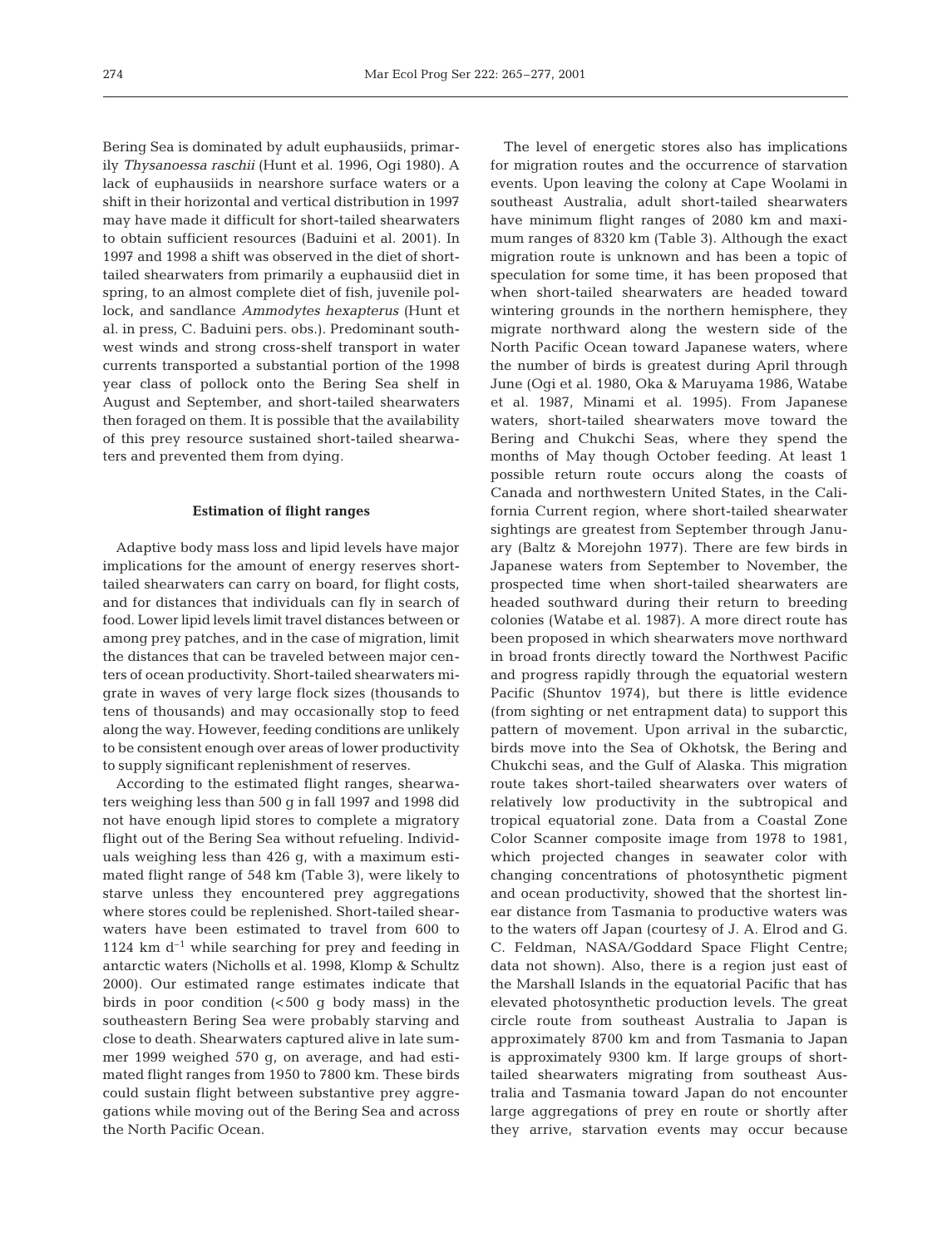Bering Sea is dominated by adult euphausiids, primarily *Thysanoessa raschii* (Hunt et al. 1996, Ogi 1980). A lack of euphausiids in nearshore surface waters or a shift in their horizontal and vertical distribution in 1997 may have made it difficult for short-tailed shearwaters to obtain sufficient resources (Baduini et al. 2001). In 1997 and 1998 a shift was observed in the diet of short-tailed shearwaters from primarily a euphausiid diet in spring, to an almost complete diet of fish, juvenile pollock, and sandlance *Ammodytes hexapterus* (Hunt et al. in press, C. Baduini pers. obs.). Predominant southwest winds and strong cross-shelf transport in water currents transported a substantial portion of the 1998 year class of pollock onto the Bering Sea shelf in August and September, and short-tailed shearwaters then foraged on them. It is possible that the availability of this prey resource sustained short-tailed shearwaters and prevented them from dying.

### Estimation of flight ranges

Adaptive body mass loss and lipid levels have major implications for the amount of energy reserves short-tailed shearwaters can carry on board, for flight costs, and for distances that individuals can fly in search of food. Lower lipid levels limit travel distances between or among prey patches, and in the case of migration, limit the distances that can be traveled between major centers of ocean productivity. Short-tailed shearwaters migrate in waves of very large flock sizes (thousands to tens of thousands) and may occasionally stop to feed along the way. However, feeding conditions are unlikely to be consistent enough over areas of lower productivity to supply significant replenishment of reserves.

According to the estimated flight ranges, shearwaters weighing less than 500 g in fall 1997 and 1998 did not have enough lipid stores to complete a migratory flight out of the Bering Sea without refueling. Individuals weighing less than 426 g, with a maximum estimated flight range of 548 km (Table 3), were likely to starve unless they encountered prey aggregations where stores could be replenished. Short-tailed shearwaters have been estimated to travel from 600 to 1124 km $d^{-1}$ while searching for prey and feeding in antarctic waters (Nicholls et al. 1998, Klomp & Schultz 2000). Our estimated range estimates indicate that birds in poor condition (<500 g body mass) in the southeastern Bering Sea were probably starving and close to death. Shearwaters captured alive in late summer 1999 weighed 570 g, on average, and had estimated flight ranges from 1950 to 7800 km. These birds could sustain flight between substantive prey aggregations while moving out of the Bering Sea and across the North Pacific Ocean.

The level of energetic stores also has implications for migration routes and the occurrence of starvation events. Upon leaving the colony at Cape Woolami in southeast Australia, adult short-tailed shearwaters have minimum flight ranges of 2080 km and maximum ranges of 8320 km (Table 3). Although the exact migration route is unknown and has been a topic of speculation for some time, it has been proposed that when short-tailed shearwaters are headed toward wintering grounds in the northern hemisphere, they migrate northward along the western side of the North Pacific Ocean toward Japanese waters, where the number of birds is greatest during April through June (Ogi et al. 1980, Oka & Maruyama 1986, Watabe et al. 1987, Minami et al. 1995). From Japanese waters, short-tailed shearwaters move toward the Bering and Chukchi Seas, where they spend the months of May though October feeding. At least 1 possible return route occurs along the coasts of Canada and northwestern United States, in the California Current region, where short-tailed shearwater sightings are greatest from September through January (Baltz & Morejohn 1977). There are few birds in Japanese waters from September to November, the prospected time when short-tailed shearwaters are headed southward during their return to breeding colonies (Watabe et al. 1987). A more direct route has been proposed in which shearwaters move northward in broad fronts directly toward the Northwest Pacific and progress rapidly through the equatorial western Pacific (Shuntov 1974), but there is little evidence (from sighting or net entrapment data) to support this pattern of movement. Upon arrival in the subarctic, birds move into the Sea of Okhotsk, the Bering and Chukchi seas, and the Gulf of Alaska. This migration route takes short-tailed shearwaters over waters of relatively low productivity in the subtropical and tropical equatorial zone. Data from a Coastal Zone Color Scanner composite image from 1978 to 1981, which projected changes in seawater color with changing concentrations of photosynthetic pigment and ocean productivity, showed that the shortest linear distance from Tasmania to productive waters was to the waters off Japan (courtesy of J. A. Elrod and G. C. Feldman, NASA/Goddard Space Flight Centre; data not shown). Also, there is a region just east of the Marshall Islands in the equatorial Pacific that has elevated photosynthetic production levels. The great circle route from southeast Australia to Japan is approximately 8700 km and from Tasmania to Japan is approximately 9300 km. If large groups of short-tailed shearwaters migrating from southeast Australia and Tasmania toward Japan do not encounter large aggregations of prey en route or shortly after they arrive, starvation events may occur because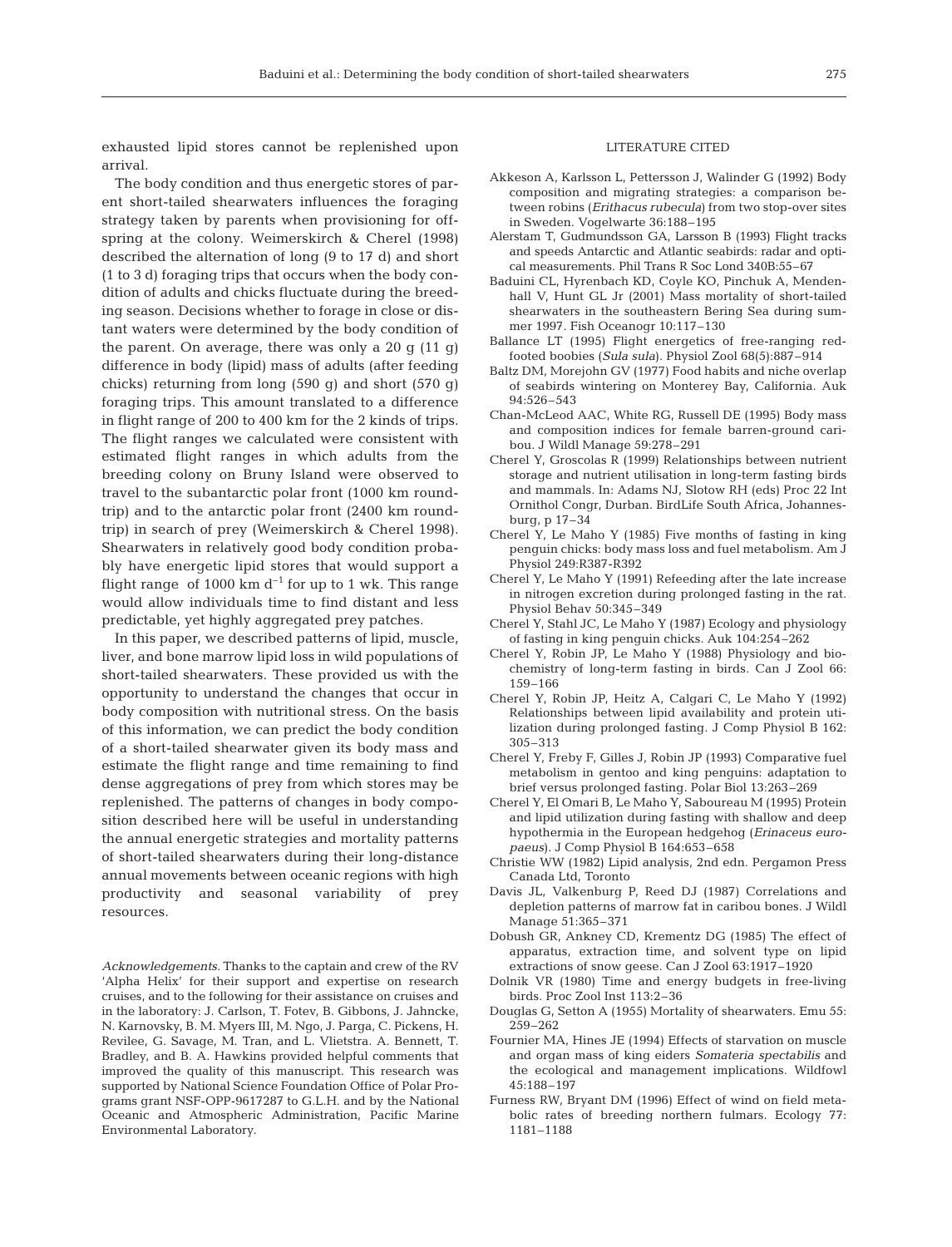exhausted lipid stores cannot be replenished upon arrival.

The body condition and thus energetic stores of parent short-tailed shearwaters influences the foraging strategy taken by parents when provisioning for offspring at the colony. Weimerskirch & Cherel (1998) described the alternation of long (9 to 17 d) and short (1 to 3 d) foraging trips that occurs when the body condition of adults and chicks fluctuate during the breeding season. Decisions whether to forage in close or distant waters were determined by the body condition of the parent. On average, there was only a 20 g (11 g) difference in body (lipid) mass of adults (after feeding chicks) returning from long (590 g) and short (570 g) foraging trips. This amount translated to a difference in flight range of 200 to 400 km for the 2 kinds of trips. The flight ranges we calculated were consistent with estimated flight ranges in which adults from the breeding colony on Bruny Island were observed to travel to the subantarctic polar front (1000 km roundtrip) and to the antarctic polar front (2400 km roundtrip) in search of prey (Weimerskirch & Cherel 1998). Shearwaters in relatively good body condition probably have energetic lipid stores that would support a flight range of 1000 km $d^{-1}$ for up to 1 wk. This range would allow individuals time to find distant and less predictable, yet highly aggregated prey patches.

In this paper, we described patterns of lipid, muscle, liver, and bone marrow lipid loss in wild populations of short-tailed shearwaters. These provided us with the opportunity to understand the changes that occur in body composition with nutritional stress. On the basis of this information, we can predict the body condition of a short-tailed shearwater given its body mass and estimate the flight range and time remaining to find dense aggregations of prey from which stores may be replenished. The patterns of changes in body composition described here will be useful in understanding the annual energetic strategies and mortality patterns of short-tailed shearwaters during their long-distance annual movements between oceanic regions with high productivity and seasonal variability of prey resources.

*Acknowledgements.* Thanks to the captain and crew of the RV 'Alpha Helix' for their support and expertise on research cruises, and to the following for their assistance on cruises and in the laboratory: J. Carlson, T. Fotev, B. Gibbons, J. Jahncke, N. Karnovsky, B. M. Myers III, M. Ngo, J. Parga, C. Pickens, H. Revilee, G. Savage, M. Tran, and L. Vlietstra. A. Bennett, T. Bradley, and B. A. Hawkins provided helpful comments that improved the quality of this manuscript. This research was supported by National Science Foundation Office of Polar Programs grant NSF-OPP-9617287 to G.L.H. and by the National Oceanic and Atmospheric Administration, Pacific Marine Environmental Laboratory.

## LITERATURE CITED

Akkeson A, Karlsson L, Pettersson J, Walinder G (1992) Body composition and migrating strategies: a comparison between robins (*Erithacus rubecula*) from two stop-over sites in Sweden. Vogelwarte 36:188–195

Alerstam T, Gudmundsson GA, Larsson B (1993) Flight tracks and speeds Antarctic and Atlantic seabirds: radar and optical measurements. Phil Trans R Soc Lond 340B:55–67

Baduini CL, Hyrenbach KD, Coyle KO, Pinchuk A, Mendenhall V, Hunt GL Jr (2001) Mass mortality of short-tailed shearwaters in the southeastern Bering Sea during summer 1997. Fish Oceanogr 10:117–130

Ballance LT (1995) Flight energetics of free-ranging red-footed boobies (*Sula sula*). Physiol Zool 68(5):887–914

Baltz DM, Morejohn GV (1977) Food habits and niche overlap of seabirds wintering on Monterey Bay, California. Auk 94:526–543

Chan-McLeod AAC, White RG, Russell DE (1995) Body mass and composition indices for female barren-ground caribou. J Wildl Manage 59:278–291

Cherel Y, Groscolas R (1999) Relationships between nutrient storage and nutrient utilisation in long-term fasting birds and mammals. In: Adams NJ, Slotow RH (eds) Proc 22 Int Ornithol Congr, Durban. BirdLife South Africa, Johannesburg, p 17–34

Cherel Y, Le Maho Y (1985) Five months of fasting in king penguin chicks: body mass loss and fuel metabolism. Am J Physiol 249:R387-R392

Cherel Y, Le Maho Y (1991) Refeeding after the late increase in nitrogen excretion during prolonged fasting in the rat. Physiol Behav 50:345–349

Cherel Y, Stahl JC, Le Maho Y (1987) Ecology and physiology of fasting in king penguin chicks. Auk 104:254–262

Cherel Y, Robin JP, Le Maho Y (1988) Physiology and biochemistry of long-term fasting in birds. Can J Zool 66: 159–166

Cherel Y, Robin JP, Heitz A, Calgari C, Le Maho Y (1992) Relationships between lipid availability and protein utilization during prolonged fasting. J Comp Physiol B 162: 305–313

Cherel Y, Freby F, Gilles J, Robin JP (1993) Comparative fuel metabolism in gentoo and king penguins: adaptation to brief versus prolonged fasting. Polar Biol 13:263–269

Cherel Y, El Omari B, Le Maho Y, Saboureau M (1995) Protein and lipid utilization during fasting with shallow and deep hypothermia in the European hedgehog (*Erinaceus europaeus*). J Comp Physiol B 164:653–658

Christie WW (1982) Lipid analysis, 2nd edn. Pergamon Press Canada Ltd, Toronto

Davis JL, Valkenburg P, Reed DJ (1987) Correlations and depletion patterns of marrow fat in caribou bones. J Wildl Manage 51:365–371

Dobush GR, Ankney CD, Krementz DG (1985) The effect of apparatus, extraction time, and solvent type on lipid extractions of snow geese. Can J Zool 63:1917–1920

Dolnik VR (1980) Time and energy budgets in free-living birds. Proc Zool Inst 113:2–36

Douglas G, Setton A (1955) Mortality of shearwaters. Emu 55: 259–262

Fournier MA, Hines JE (1994) Effects of starvation on muscle and organ mass of king eiders *Somateria spectabilis* and the ecological and management implications. Wildfowl 45:188–197

Furness RW, Bryant DM (1996) Effect of wind on field metabolic rates of breeding northern fulmars. Ecology 77: 1181–1188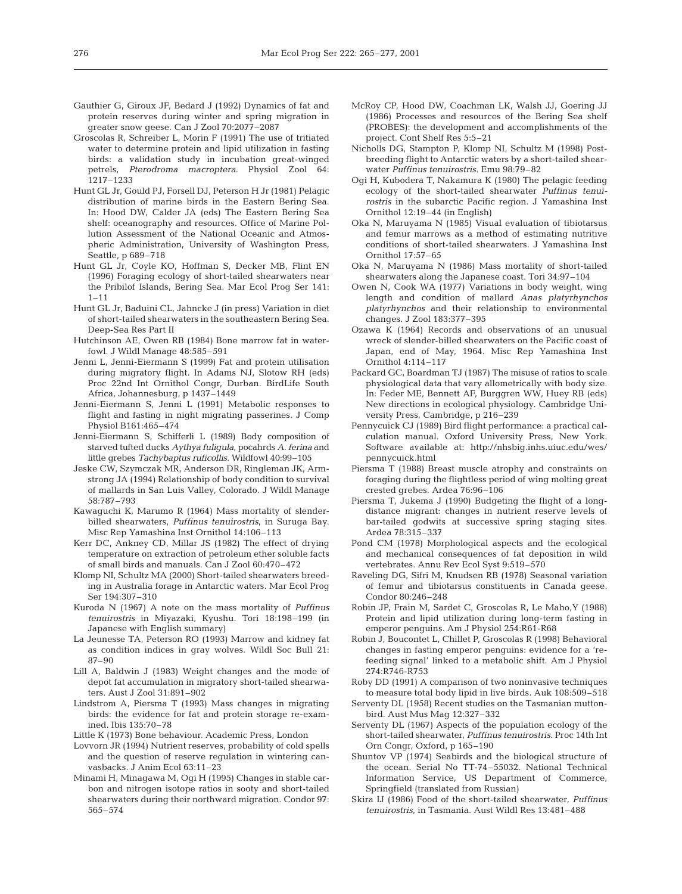Gauthier G, Giroux JF, Bedard J (1992) Dynamics of fat and protein reserves during winter and spring migration in greater snow geese. Can J Zool 70:2077–2087

Groscolas R, Schreiber L, Morin F (1991) The use of tritiated water to determine protein and lipid utilization in fasting birds: a validation study in incubation great-winged petrels, *Pterodroma macroptera*. Physiol Zool 64: 1217–1233

Hunt GL Jr, Gould PJ, Forsell DJ, Peterson H Jr (1981) Pelagic distribution of marine birds in the Eastern Bering Sea. In: Hood DW, Calder JA (eds) The Eastern Bering Sea shelf: oceanography and resources. Office of Marine Pollution Assessment of the National Oceanic and Atmospheric Administration, University of Washington Press, Seattle, p 689–718

Hunt GL Jr, Coyle KO, Hoffman S, Decker MB, Flint EN (1996) Foraging ecology of short-tailed shearwaters near the Pribilof Islands, Bering Sea. Mar Ecol Prog Ser 141: 1–11

Hunt GL Jr, Baduini CL, Jahncke J (in press) Variation in diet of short-tailed shearwaters in the southeastern Bering Sea. Deep-Sea Res Part II

Hutchinson AE, Owen RB (1984) Bone marrow fat in waterfowl. J Wildl Manage 48:585–591

Jenni L, Jenni-Eiermann S (1999) Fat and protein utilisation during migratory flight. In Adams NJ, Slotow RH (eds) Proc 22nd Int Ornithol Congr, Durban. BirdLife South Africa, Johannesburg, p 1437–1449

Jenni-Eiermann S, Jenni L (1991) Metabolic responses to flight and fasting in night migrating passerines. J Comp Physiol B161:465–474

Jenni-Eiermann S, Schifferli L (1989) Body composition of starved tufted ducks *Aythya fuligula*, pocahrds *A. ferina* and little grebes *Tachybaptus ruficollis*. Wildfowl 40:99–105

Jeske CW, Szymczak MR, Anderson DR, Ringleman JK, Armstrong JA (1994) Relationship of body condition to survival of mallards in San Luis Valley, Colorado. J Wildl Manage 58:787–793

Kawaguchi K, Marumo R (1964) Mass mortality of slender-billed shearwaters, *Puffinus tenuirostris*, in Suruga Bay. Misc Rep Yamashina Inst Ornithol 14:106–113

Kerr DC, Ankney CD, Millar JS (1982) The effect of drying temperature on extraction of petroleum ether soluble facts of small birds and manuals. Can J Zool 60:470–472

Klomp NI, Schultz MA (2000) Short-tailed shearwaters breeding in Australia forage in Antarctic waters. Mar Ecol Prog Ser 194:307–310

Kuroda N (1967) A note on the mass mortality of *Puffinus tenuirostris* in Miyazaki, Kyushu. Tori 18:198–199 (in Japanese with English summary)

La Jeunesse TA, Peterson RO (1993) Marrow and kidney fat as condition indices in gray wolves. Wildl Soc Bull 21: 87–90

Lill A, Baldwin J (1983) Weight changes and the mode of depot fat accumulation in migratory short-tailed shearwaters. Aust J Zool 31:891–902

Lindstrom A, Piersma T (1993) Mass changes in migrating birds: the evidence for fat and protein storage re-examined. Ibis 135:70–78

Little K (1973) Bone behaviour. Academic Press, London

Lovvorn JR (1994) Nutrient reserves, probability of cold spells and the question of reserve regulation in wintering canvasbacks. J Anim Ecol 63:11–23

Minami H, Minagawa M, Ogi H (1995) Changes in stable carbon and nitrogen isotope ratios in sooty and short-tailed shearwaters during their northward migration. Condor 97: 565–574

McRoy CP, Hood DW, Coachman LK, Walsh JJ, Goering JJ (1986) Processes and resources of the Bering Sea shelf (PROBES): the development and accomplishments of the project. Cont Shelf Res 5:5–21

Nicholls DG, Stampton P, Klomp NI, Schultz M (1998) Post-breeding flight to Antarctic waters by a short-tailed shearwater *Puffinus tenuirostris*. Emu 98:79–82

Ogi H, Kubodera T, Nakamura K (1980) The pelagic feeding ecology of the short-tailed shearwater *Puffinus tenuirostris* in the subarctic Pacific region. J Yamashina Inst Ornithol 12:19–44 (in English)

Oka N, Maruyama N (1985) Visual evaluation of tibiotarsus and femur marrows as a method of estimating nutritive conditions of short-tailed shearwaters. J Yamashina Inst Ornithol 17:57–65

Oka N, Maruyama N (1986) Mass mortality of short-tailed shearwaters along the Japanese coast. Tori 34:97–104

Owen N, Cook WA (1977) Variations in body weight, wing length and condition of mallard *Anas platyrhynchos platyrhynchos* and their relationship to environmental changes. J Zool 183:377–395

Ozawa K (1964) Records and observations of an unusual wreck of slender-billed shearwaters on the Pacific coast of Japan, end of May, 1964. Misc Rep Yamashina Inst Ornithol 4:114–117

Packard GC, Boardman TJ (1987) The misuse of ratios to scale physiological data that vary allometrically with body size. In: Feder ME, Bennett AF, Burggren WW, Huey RB (eds) New directions in ecological physiology. Cambridge University Press, Cambridge, p 216–239

Pennycuick CJ (1989) Bird flight performance: a practical calculation manual. Oxford University Press, New York. Software available at: http://nhsbig.inhs.uiuc.edu/wes/pennycuick.html

Piersma T (1988) Breast muscle atrophy and constraints on foraging during the flightless period of wing molting great crested grebes. Ardea 76:96–106

Piersma T, Jukema J (1990) Budgeting the flight of a long-distance migrant: changes in nutrient reserve levels of bar-tailed godwits at successive spring staging sites. Ardea 78:315–337

Pond CM (1978) Morphological aspects and the ecological and mechanical consequences of fat deposition in wild vertebrates. Annu Rev Ecol Syst 9:519–570

Raveling DG, Sifri M, Knudsen RB (1978) Seasonal variation of femur and tibiotarsus constituents in Canada geese. Condor 80:246–248

Robin JP, Frain M, Sardet C, Groscolas R, Le Maho,Y (1988) Protein and lipid utilization during long-term fasting in emperor penguins. Am J Physiol 254:R61-R68

Robin J, Boucontet L, Chillet P, Groscolas R (1998) Behavioral changes in fasting emperor penguins: evidence for a 're-feeding signal' linked to a metabolic shift. Am J Physiol 274:R746-R753

Roby DD (1991) A comparison of two noninvasive techniques to measure total body lipid in live birds. Auk 108:509–518

Serventy DL (1958) Recent studies on the Tasmanian mutton-bird. Aust Mus Mag 12:327–332

Serventy DL (1967) Aspects of the population ecology of the short-tailed shearwater, *Puffinus tenuirostris*. Proc 14th Int Orn Congr, Oxford, p 165–190

Shuntov VP (1974) Seabirds and the biological structure of the ocean. Serial No TT-74–55032. National Technical Information Service, US Department of Commerce, Springfield (translated from Russian)

Skira IJ (1986) Food of the short-tailed shearwater, *Puffinus tenuirostris*, in Tasmania. Aust Wildl Res 13:481–488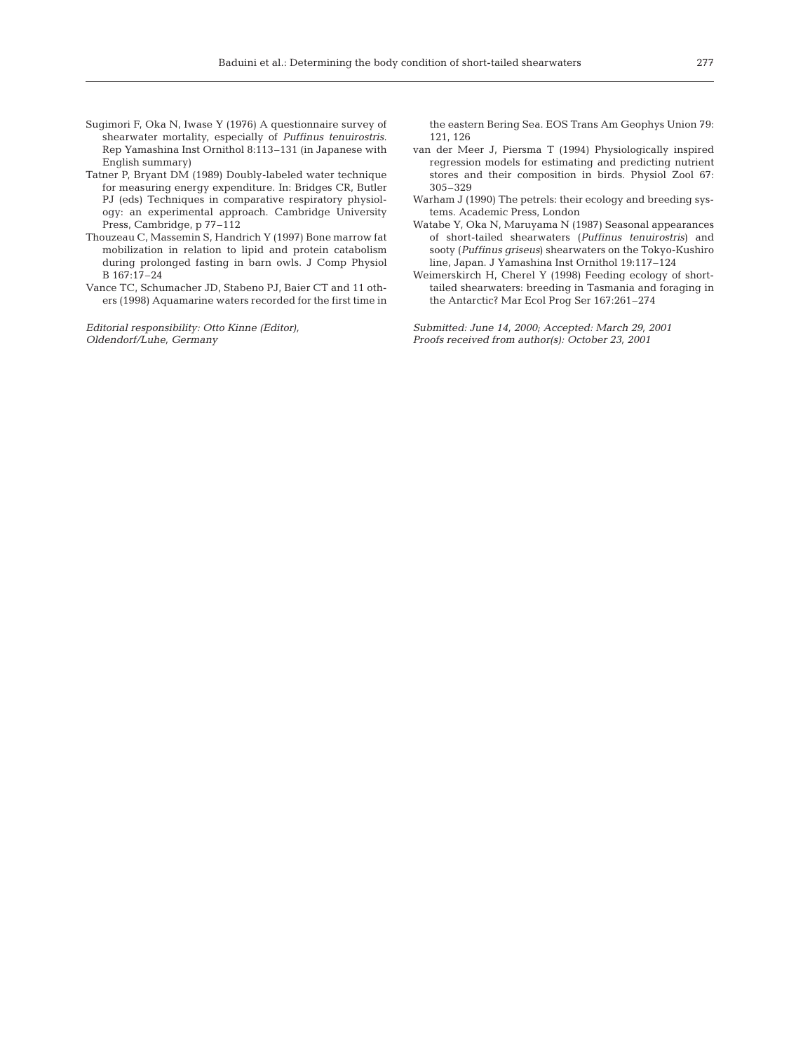Sugimori F, Oka N, Iwase Y (1976) A questionnaire survey of shearwater mortality, especially of *Puffinus tenuirostris*. Rep Yamashina Inst Ornithol 8:113–131 (in Japanese with English summary)

Tatner P, Bryant DM (1989) Doubly-labeled water technique for measuring energy expenditure. In: Bridges CR, Butler PJ (eds) Techniques in comparative respiratory physiology: an experimental approach. Cambridge University Press, Cambridge, p 77–112

Thouzeau C, Massemin S, Handrich Y (1997) Bone marrow fat mobilization in relation to lipid and protein catabolism during prolonged fasting in barn owls. J Comp Physiol B 167:17–24

Vance TC, Schumacher JD, Stabeno PJ, Baier CT and 11 others (1998) Aquamarine waters recorded for the first time in the eastern Bering Sea. EOS Trans Am Geophys Union 79: 121, 126

van der Meer J, Piersma T (1994) Physiologically inspired regression models for estimating and predicting nutrient stores and their composition in birds. Physiol Zool 67: 305–329

Warham J (1990) The petrels: their ecology and breeding systems. Academic Press, London

Watabe Y, Oka N, Maruyama N (1987) Seasonal appearances of short-tailed shearwaters (*Puffinus tenuirostris*) and sooty (*Puffinus griseus*) shearwaters on the Tokyo-Kushiro line, Japan. J Yamashina Inst Ornithol 19:117–124

Weimerskirch H, Cherel Y (1998) Feeding ecology of short-tailed shearwaters: breeding in Tasmania and foraging in the Antarctic? Mar Ecol Prog Ser 167:261–274

*Editorial responsibility: Otto Kinne (Editor), Oldendorf/Luhe, Germany*

*Submitted: June 14, 2000; Accepted: March 29, 2001*
*Proofs received from author(s): October 23, 2001*